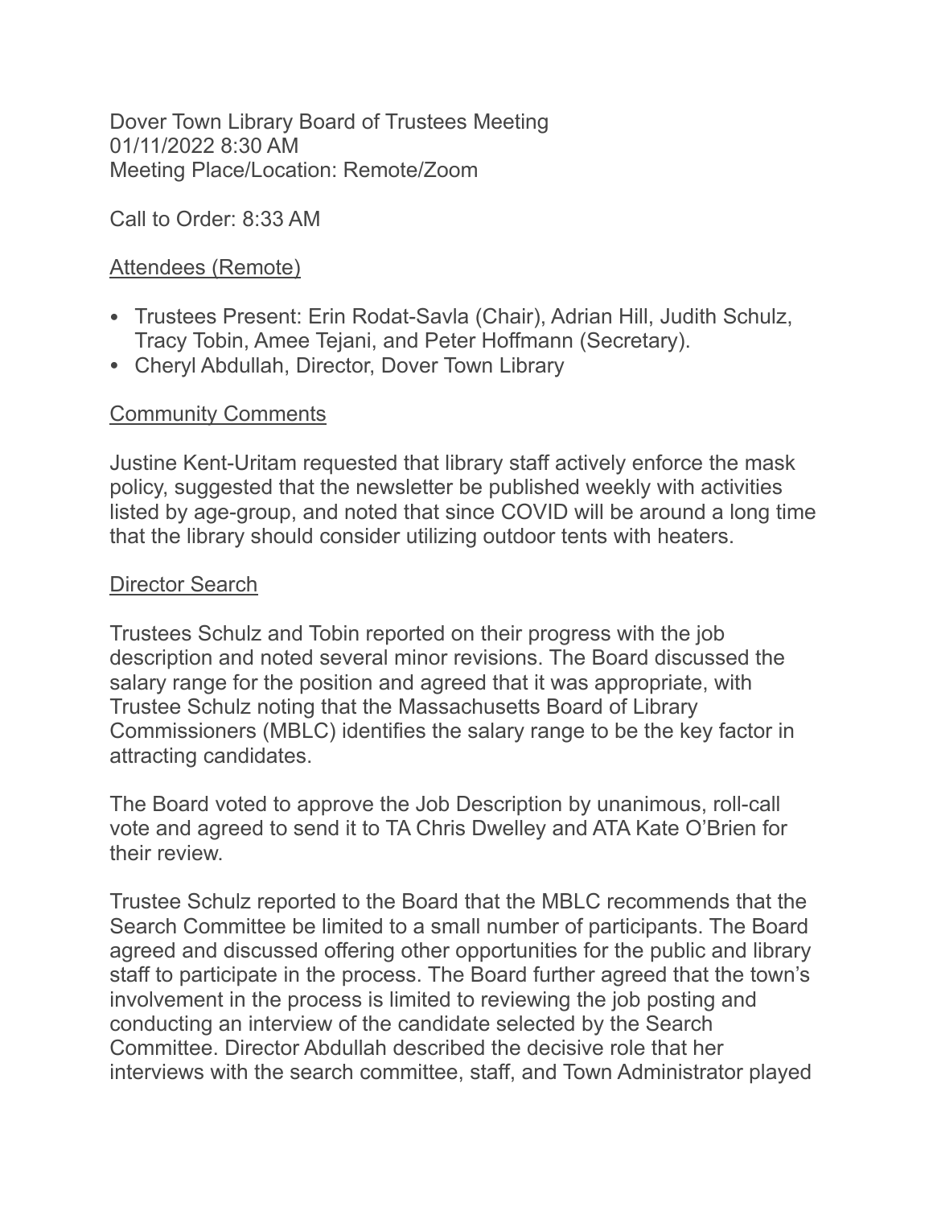Dover Town Library Board of Trustees Meeting
01/11/2022 8:30 AM
Meeting Place/Location: Remote/Zoom

Call to Order: 8:33 AM

## Attendees (Remote)

- Trustees Present: Erin Rodat-Savla (Chair), Adrian Hill, Judith Schulz, Tracy Tobin, Amee Tejani, and Peter Hoffmann (Secretary).
- Cheryl Abdullah, Director, Dover Town Library

## Community Comments

Justine Kent-Uritam requested that library staff actively enforce the mask policy, suggested that the newsletter be published weekly with activities listed by age-group, and noted that since COVID will be around a long time that the library should consider utilizing outdoor tents with heaters.

## Director Search

Trustees Schulz and Tobin reported on their progress with the job description and noted several minor revisions. The Board discussed the salary range for the position and agreed that it was appropriate, with Trustee Schulz noting that the Massachusetts Board of Library Commissioners (MBLC) identifies the salary range to be the key factor in attracting candidates.

The Board voted to approve the Job Description by unanimous, roll-call vote and agreed to send it to TA Chris Dwelley and ATA Kate O'Brien for their review.

Trustee Schulz reported to the Board that the MBLC recommends that the Search Committee be limited to a small number of participants. The Board agreed and discussed offering other opportunities for the public and library staff to participate in the process. The Board further agreed that the town's involvement in the process is limited to reviewing the job posting and conducting an interview of the candidate selected by the Search Committee. Director Abdullah described the decisive role that her interviews with the search committee, staff, and Town Administrator played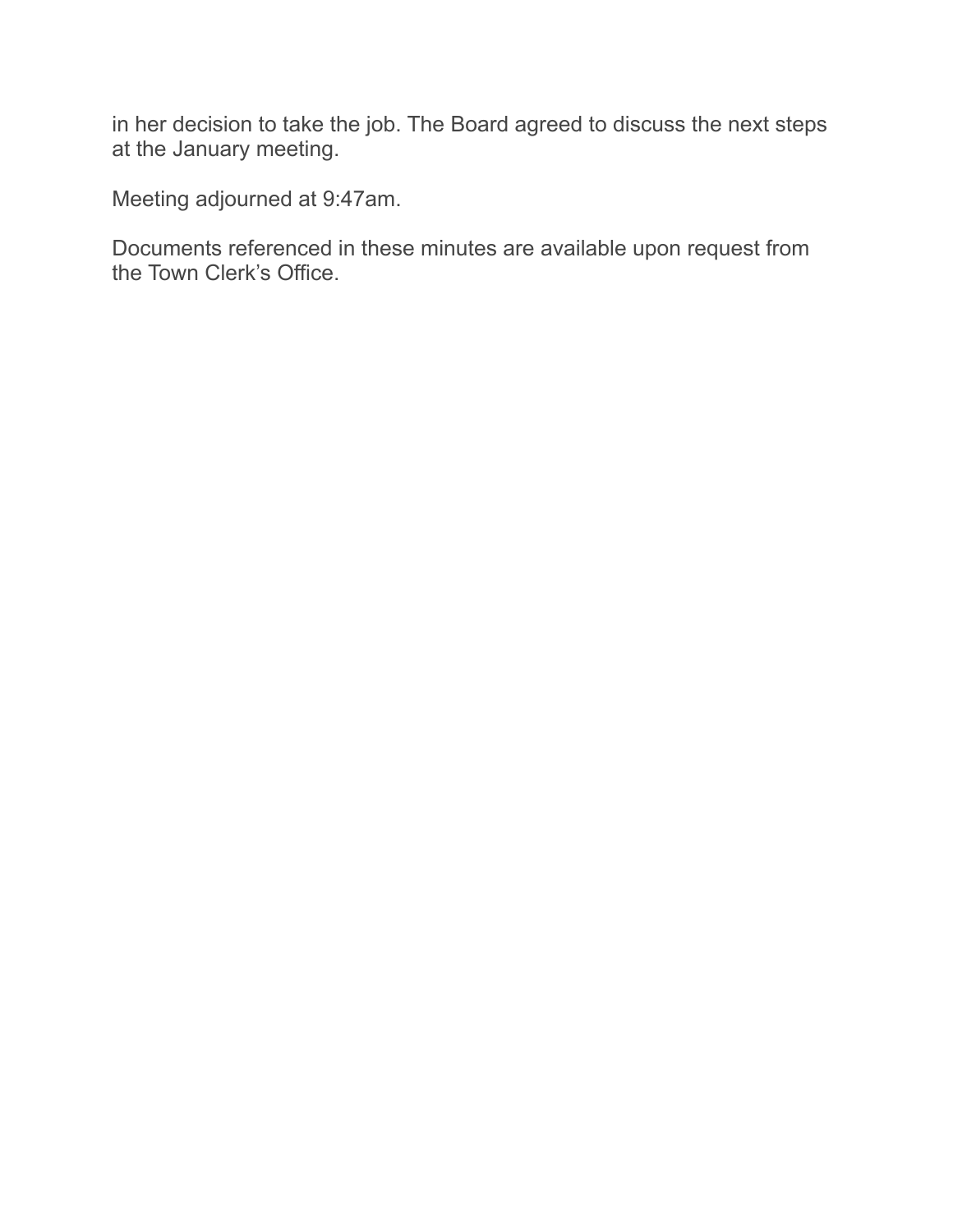in her decision to take the job. The Board agreed to discuss the next steps at the January meeting.

Meeting adjourned at 9:47am.

Documents referenced in these minutes are available upon request from the Town Clerk's Office.